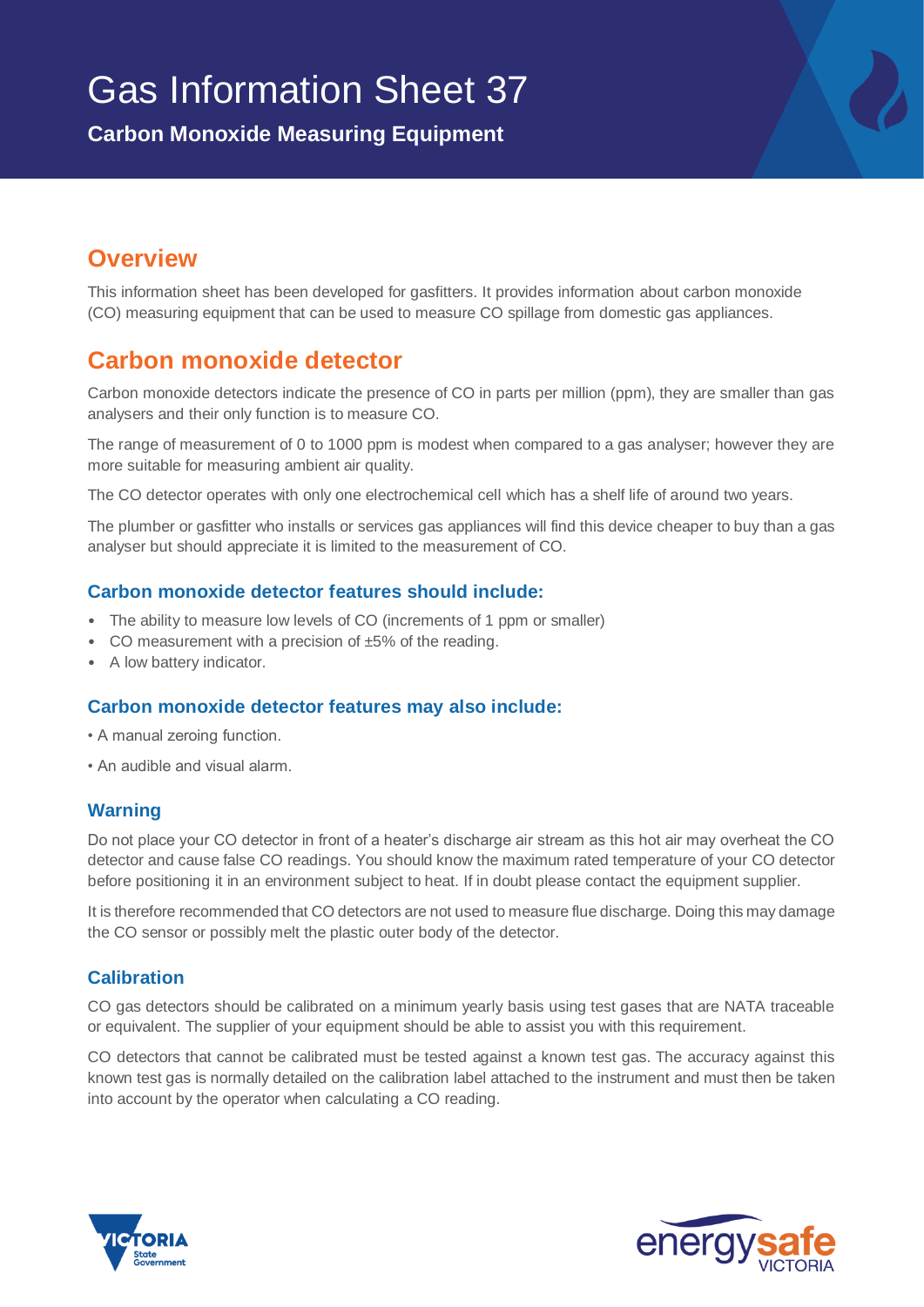# Gas Information Sheet 37

**Carbon Monoxide Measuring Equipment**

## Overview

This information sheet has been developed for gasfitters. It provides information about carbon monoxide (CO) measuring equipment that can be used to measure CO spillage from domestic gas appliances.

## Carbon monoxide detector

Carbon monoxide detectors indicate the presence of CO in parts per million (ppm), they are smaller than gas analysers and their only function is to measure CO.

The range of measurement of 0 to 1000 ppm is modest when compared to a gas analyser; however they are more suitable for measuring ambient air quality.

The CO detector operates with only one electrochemical cell which has a shelf life of around two years.

The plumber or gasfitter who installs or services gas appliances will find this device cheaper to buy than a gas analyser but should appreciate it is limited to the measurement of CO.

### Carbon monoxide detector features should include:

- The ability to measure low levels of CO (increments of 1 ppm or smaller)
- CO measurement with a precision of ±5% of the reading.
- A low battery indicator.

### Carbon monoxide detector features may also include:

- A manual zeroing function.
- An audible and visual alarm.

### Warning

Do not place your CO detector in front of a heater's discharge air stream as this hot air may overheat the CO detector and cause false CO readings. You should know the maximum rated temperature of your CO detector before positioning it in an environment subject to heat. If in doubt please contact the equipment supplier.

It is therefore recommended that CO detectors are not used to measure flue discharge. Doing this may damage the CO sensor or possibly melt the plastic outer body of the detector.

### Calibration

CO gas detectors should be calibrated on a minimum yearly basis using test gases that are NATA traceable or equivalent. The supplier of your equipment should be able to assist you with this requirement.

CO detectors that cannot be calibrated must be tested against a known test gas. The accuracy against this known test gas is normally detailed on the calibration label attached to the instrument and must then be taken into account by the operator when calculating a CO reading.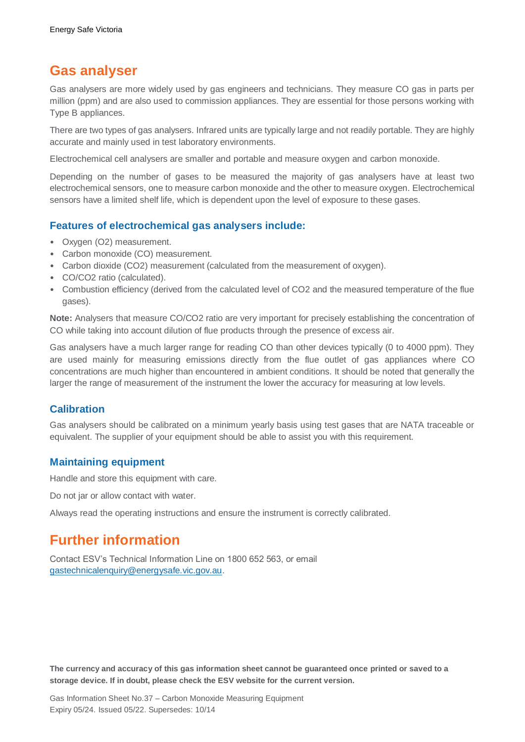## Gas analyser

Gas analysers are more widely used by gas engineers and technicians. They measure CO gas in parts per million (ppm) and are also used to commission appliances. They are essential for those persons working with Type B appliances.

There are two types of gas analysers. Infrared units are typically large and not readily portable. They are highly accurate and mainly used in test laboratory environments.

Electrochemical cell analysers are smaller and portable and measure oxygen and carbon monoxide.

Depending on the number of gases to be measured the majority of gas analysers have at least two electrochemical sensors, one to measure carbon monoxide and the other to measure oxygen. Electrochemical sensors have a limited shelf life, which is dependent upon the level of exposure to these gases.

### Features of electrochemical gas analysers include:

- Oxygen ($O_2$) measurement.
- Carbon monoxide (CO) measurement.
- Carbon dioxide ($CO_2$) measurement (calculated from the measurement of oxygen).
- CO/$CO_2$ ratio (calculated).
- Combustion efficiency (derived from the calculated level of $CO_2$ and the measured temperature of the flue gases).

**Note:** Analysers that measure CO/$CO_2$ ratio are very important for precisely establishing the concentration of CO while taking into account dilution of flue products through the presence of excess air.

Gas analysers have a much larger range for reading CO than other devices typically (0 to 4000 ppm). They are used mainly for measuring emissions directly from the flue outlet of gas appliances where CO concentrations are much higher than encountered in ambient conditions. It should be noted that generally the larger the range of measurement of the instrument the lower the accuracy for measuring at low levels.

### Calibration

Gas analysers should be calibrated on a minimum yearly basis using test gases that are NATA traceable or equivalent. The supplier of your equipment should be able to assist you with this requirement.

### Maintaining equipment

Handle and store this equipment with care.

Do not jar or allow contact with water.

Always read the operating instructions and ensure the instrument is correctly calibrated.

## Further information

Contact ESV's Technical Information Line on 1800 652 563, or email gastechnicalenquiry@energysafe.vic.gov.au.

**The currency and accuracy of this gas information sheet cannot be guaranteed once printed or saved to a storage device. If in doubt, please check the ESV website for the current version.**

Gas Information Sheet No.37 – Carbon Monoxide Measuring Equipment
Expiry 05/24. Issued 05/22. Supersedes: 10/14